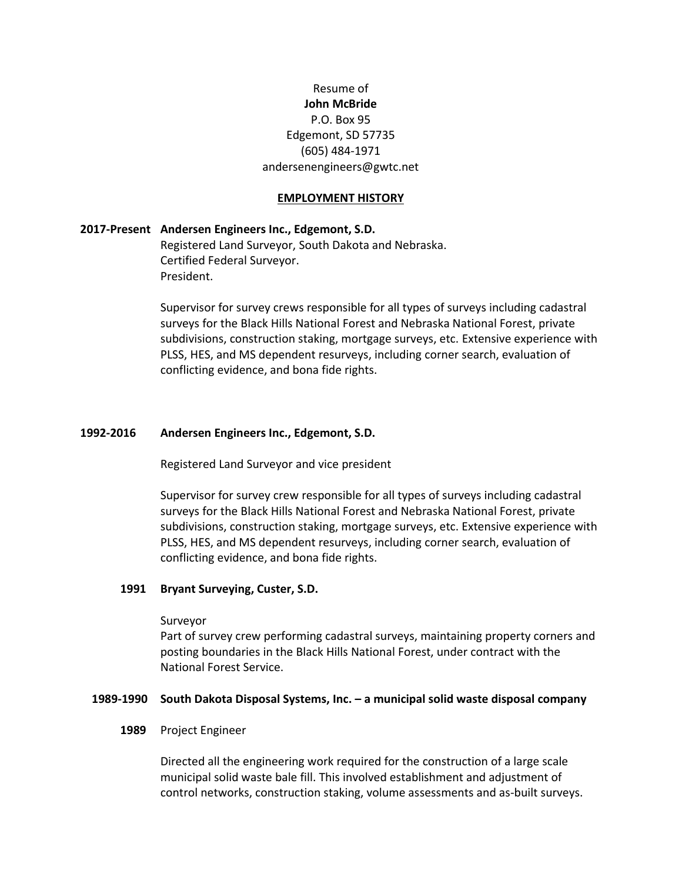Resume of

**John McBride**

P.O. Box 95

Edgemont, SD 57735

(605) 484-1971

andersenengineers@gwtc.net

## EMPLOYMENT HISTORY

**2017-Present Andersen Engineers Inc., Edgemont, S.D.**

Registered Land Surveyor, South Dakota and Nebraska.
Certified Federal Surveyor.
President.

Supervisor for survey crews responsible for all types of surveys including cadastral surveys for the Black Hills National Forest and Nebraska National Forest, private subdivisions, construction staking, mortgage surveys, etc. Extensive experience with PLSS, HES, and MS dependent resurveys, including corner search, evaluation of conflicting evidence, and bona fide rights.

**1992-2016 Andersen Engineers Inc., Edgemont, S.D.**

Registered Land Surveyor and vice president

Supervisor for survey crew responsible for all types of surveys including cadastral surveys for the Black Hills National Forest and Nebraska National Forest, private subdivisions, construction staking, mortgage surveys, etc. Extensive experience with PLSS, HES, and MS dependent resurveys, including corner search, evaluation of conflicting evidence, and bona fide rights.

**1991 Bryant Surveying, Custer, S.D.**

Surveyor
Part of survey crew performing cadastral surveys, maintaining property corners and posting boundaries in the Black Hills National Forest, under contract with the National Forest Service.

**1989-1990 South Dakota Disposal Systems, Inc. – a municipal solid waste disposal company**

**1989** Project Engineer

Directed all the engineering work required for the construction of a large scale municipal solid waste bale fill. This involved establishment and adjustment of control networks, construction staking, volume assessments and as-built surveys.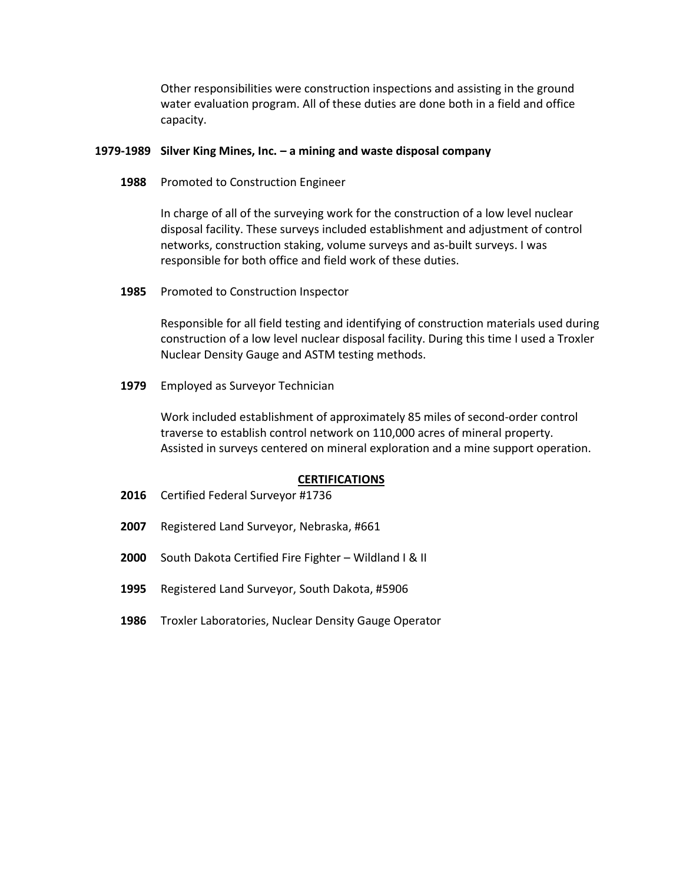Other responsibilities were construction inspections and assisting in the ground water evaluation program. All of these duties are done both in a field and office capacity.

**1979-1989 Silver King Mines, Inc. – a mining and waste disposal company**

**1988** Promoted to Construction Engineer

In charge of all of the surveying work for the construction of a low level nuclear disposal facility. These surveys included establishment and adjustment of control networks, construction staking, volume surveys and as-built surveys. I was responsible for both office and field work of these duties.

**1985** Promoted to Construction Inspector

Responsible for all field testing and identifying of construction materials used during construction of a low level nuclear disposal facility. During this time I used a Troxler Nuclear Density Gauge and ASTM testing methods.

**1979** Employed as Surveyor Technician

Work included establishment of approximately 85 miles of second-order control traverse to establish control network on 110,000 acres of mineral property. Assisted in surveys centered on mineral exploration and a mine support operation.

## CERTIFICATIONS

**2016** Certified Federal Surveyor #1736

**2007** Registered Land Surveyor, Nebraska, #661

**2000** South Dakota Certified Fire Fighter – Wildland I & II

**1995** Registered Land Surveyor, South Dakota, #5906

**1986** Troxler Laboratories, Nuclear Density Gauge Operator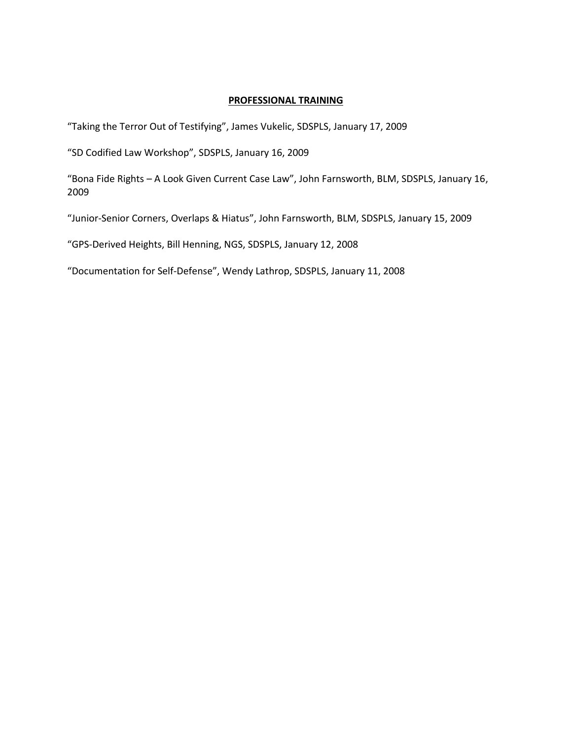**PROFESSIONAL TRAINING**

“Taking the Terror Out of Testifying”, James Vukelic, SDSPLS, January 17, 2009

“SD Codified Law Workshop”, SDSPLS, January 16, 2009

“Bona Fide Rights – A Look Given Current Case Law”, John Farnsworth, BLM, SDSPLS, January 16, 2009

“Junior-Senior Corners, Overlaps & Hiatus”, John Farnsworth, BLM, SDSPLS, January 15, 2009

“GPS-Derived Heights, Bill Henning, NGS, SDSPLS, January 12, 2008

“Documentation for Self-Defense”, Wendy Lathrop, SDSPLS, January 11, 2008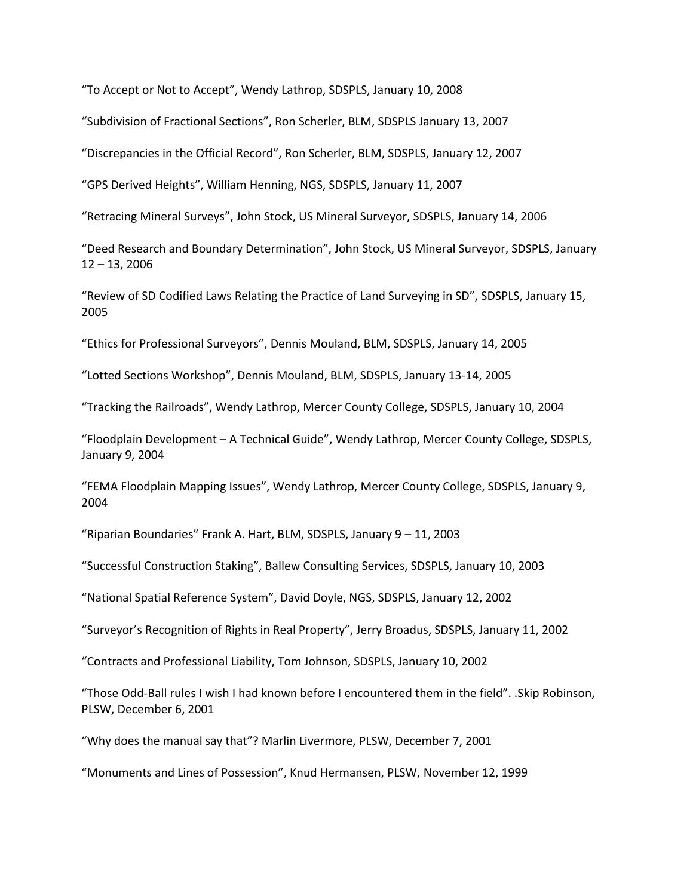“To Accept or Not to Accept”, Wendy Lathrop, SDSPLS, January 10, 2008

“Subdivision of Fractional Sections”, Ron Scherler, BLM, SDSPLS January 13, 2007

“Discrepancies in the Official Record”, Ron Scherler, BLM, SDSPLS, January 12, 2007

“GPS Derived Heights”, William Henning, NGS, SDSPLS, January 11, 2007

“Retracing Mineral Surveys”, John Stock, US Mineral Surveyor, SDSPLS, January 14, 2006

“Deed Research and Boundary Determination”, John Stock, US Mineral Surveyor, SDSPLS, January 12 – 13, 2006

“Review of SD Codified Laws Relating the Practice of Land Surveying in SD”, SDSPLS, January 15, 2005

“Ethics for Professional Surveyors”, Dennis Mouland, BLM, SDSPLS, January 14, 2005

“Lotted Sections Workshop”, Dennis Mouland, BLM, SDSPLS, January 13-14, 2005

“Tracking the Railroads”, Wendy Lathrop, Mercer County College, SDSPLS, January 10, 2004

“Floodplain Development – A Technical Guide”, Wendy Lathrop, Mercer County College, SDSPLS, January 9, 2004

“FEMA Floodplain Mapping Issues”, Wendy Lathrop, Mercer County College, SDSPLS, January 9, 2004

“Riparian Boundaries” Frank A. Hart, BLM, SDSPLS, January 9 – 11, 2003

“Successful Construction Staking”, Ballew Consulting Services, SDSPLS, January 10, 2003

“National Spatial Reference System”, David Doyle, NGS, SDSPLS, January 12, 2002

“Surveyor’s Recognition of Rights in Real Property”, Jerry Broadus, SDSPLS, January 11, 2002

“Contracts and Professional Liability, Tom Johnson, SDSPLS, January 10, 2002

“Those Odd-Ball rules I wish I had known before I encountered them in the field”. .Skip Robinson, PLSW, December 6, 2001

“Why does the manual say that”? Marlin Livermore, PLSW, December 7, 2001

“Monuments and Lines of Possession”, Knud Hermansen, PLSW, November 12, 1999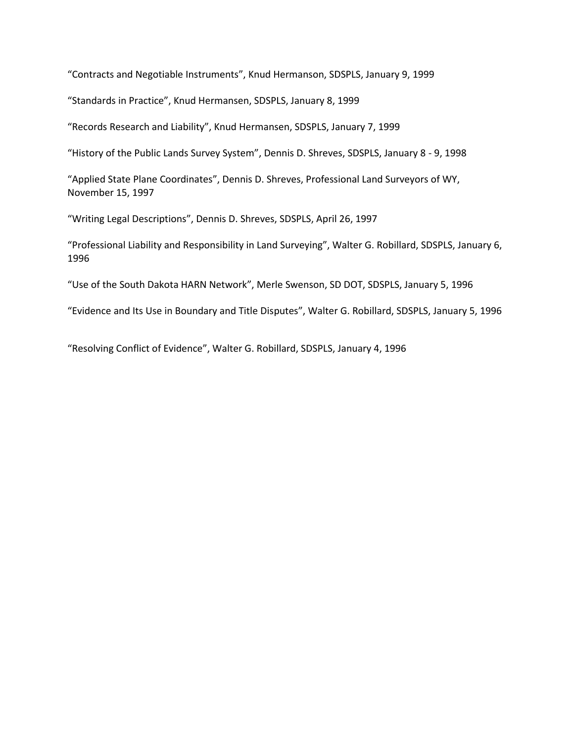“Contracts and Negotiable Instruments”, Knud Hermanson, SDSPLS, January 9, 1999

“Standards in Practice”, Knud Hermansen, SDSPLS, January 8, 1999

“Records Research and Liability”, Knud Hermansen, SDSPLS, January 7, 1999

“History of the Public Lands Survey System”, Dennis D. Shreves, SDSPLS, January 8 - 9, 1998

“Applied State Plane Coordinates”, Dennis D. Shreves, Professional Land Surveyors of WY, November 15, 1997

“Writing Legal Descriptions”, Dennis D. Shreves, SDSPLS, April 26, 1997

“Professional Liability and Responsibility in Land Surveying”, Walter G. Robillard, SDSPLS, January 6, 1996

“Use of the South Dakota HARN Network”, Merle Swenson, SD DOT, SDSPLS, January 5, 1996

“Evidence and Its Use in Boundary and Title Disputes”, Walter G. Robillard, SDSPLS, January 5, 1996

“Resolving Conflict of Evidence”, Walter G. Robillard, SDSPLS, January 4, 1996